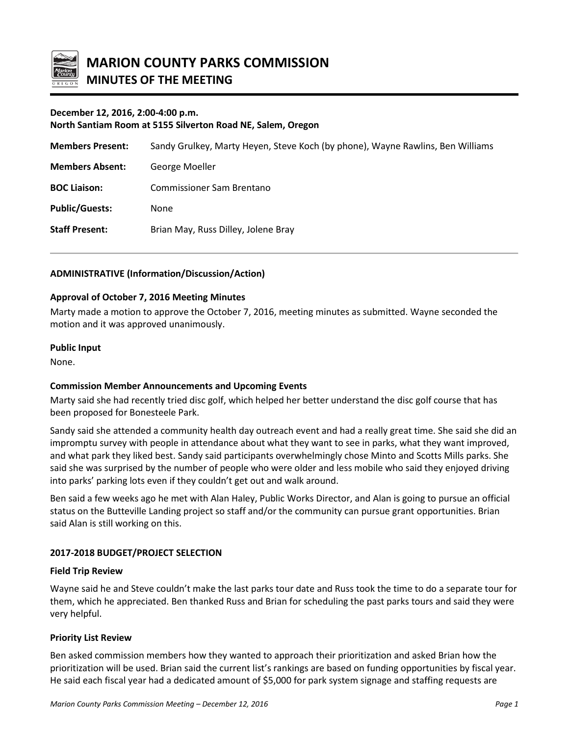# MARION COUNTY PARKS COMMISSION
## MINUTES OF THE MEETING

**December 12, 2016, 2:00-4:00 p.m.**
**North Santiam Room at 5155 Silverton Road NE, Salem, Oregon**

| | |
|---|---|
| **Members Present:** | Sandy Grulkey, Marty Heyen, Steve Koch (by phone), Wayne Rawlins, Ben Williams |
| **Members Absent:** | George Moeller |
| **BOC Liaison:** | Commissioner Sam Brentano |
| **Public/Guests:** | None |
| **Staff Present:** | Brian May, Russ Dilley, Jolene Bray |

---

### ADMINISTRATIVE (Information/Discussion/Action)

**Approval of October 7, 2016 Meeting Minutes**

Marty made a motion to approve the October 7, 2016, meeting minutes as submitted. Wayne seconded the motion and it was approved unanimously.

**Public Input**

None.

**Commission Member Announcements and Upcoming Events**

Marty said she had recently tried disc golf, which helped her better understand the disc golf course that has been proposed for Bonesteele Park.

Sandy said she attended a community health day outreach event and had a really great time. She said she did an impromptu survey with people in attendance about what they want to see in parks, what they want improved, and what park they liked best. Sandy said participants overwhelmingly chose Minto and Scotts Mills parks. She said she was surprised by the number of people who were older and less mobile who said they enjoyed driving into parks' parking lots even if they couldn't get out and walk around.

Ben said a few weeks ago he met with Alan Haley, Public Works Director, and Alan is going to pursue an official status on the Butteville Landing project so staff and/or the community can pursue grant opportunities. Brian said Alan is still working on this.

### 2017-2018 BUDGET/PROJECT SELECTION

**Field Trip Review**

Wayne said he and Steve couldn't make the last parks tour date and Russ took the time to do a separate tour for them, which he appreciated. Ben thanked Russ and Brian for scheduling the past parks tours and said they were very helpful.

**Priority List Review**

Ben asked commission members how they wanted to approach their prioritization and asked Brian how the prioritization will be used. Brian said the current list's rankings are based on funding opportunities by fiscal year. He said each fiscal year had a dedicated amount of $5,000 for park system signage and staffing requests are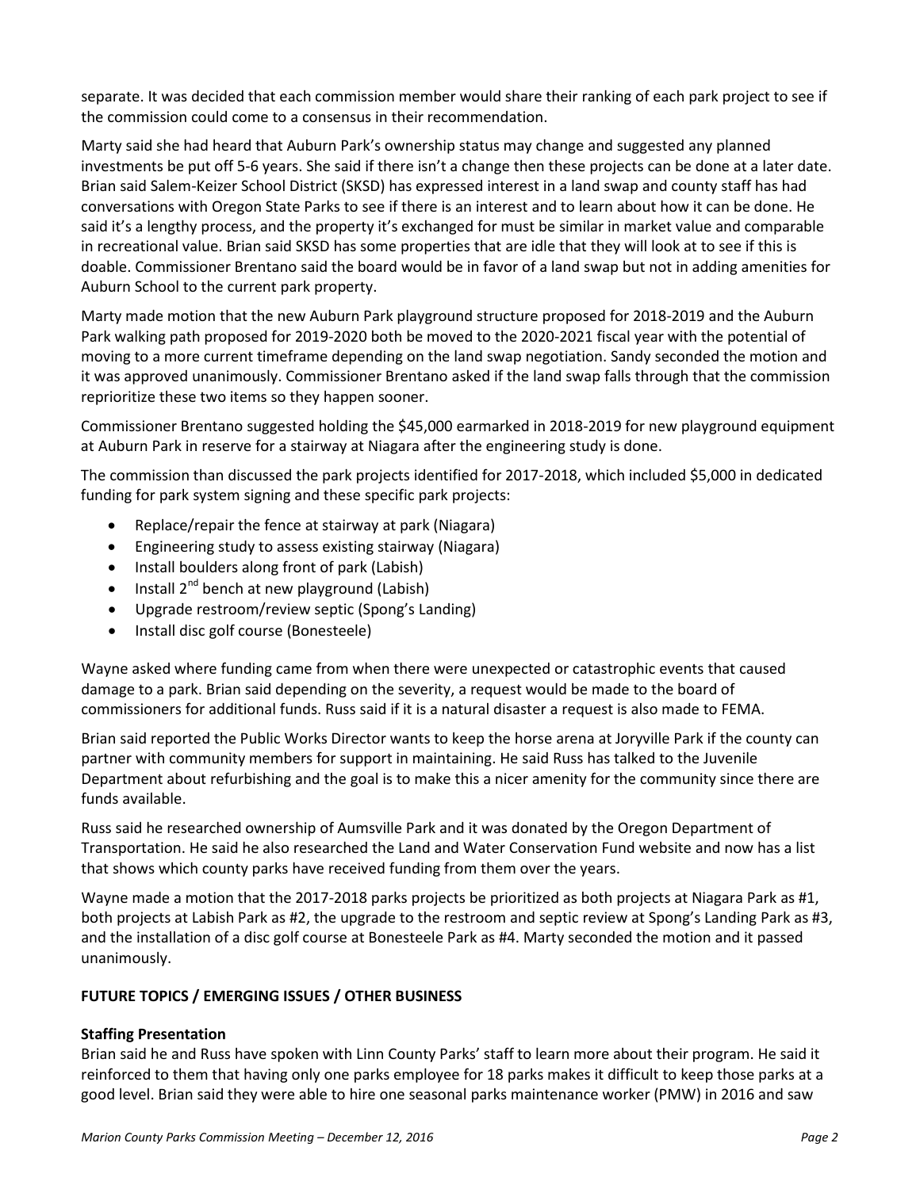separate. It was decided that each commission member would share their ranking of each park project to see if the commission could come to a consensus in their recommendation.

Marty said she had heard that Auburn Park's ownership status may change and suggested any planned investments be put off 5-6 years. She said if there isn't a change then these projects can be done at a later date. Brian said Salem-Keizer School District (SKSD) has expressed interest in a land swap and county staff has had conversations with Oregon State Parks to see if there is an interest and to learn about how it can be done. He said it's a lengthy process, and the property it's exchanged for must be similar in market value and comparable in recreational value. Brian said SKSD has some properties that are idle that they will look at to see if this is doable. Commissioner Brentano said the board would be in favor of a land swap but not in adding amenities for Auburn School to the current park property.

Marty made motion that the new Auburn Park playground structure proposed for 2018-2019 and the Auburn Park walking path proposed for 2019-2020 both be moved to the 2020-2021 fiscal year with the potential of moving to a more current timeframe depending on the land swap negotiation. Sandy seconded the motion and it was approved unanimously. Commissioner Brentano asked if the land swap falls through that the commission reprioritize these two items so they happen sooner.

Commissioner Brentano suggested holding the $45,000 earmarked in 2018-2019 for new playground equipment at Auburn Park in reserve for a stairway at Niagara after the engineering study is done.

The commission than discussed the park projects identified for 2017-2018, which included $5,000 in dedicated funding for park system signing and these specific park projects:

- Replace/repair the fence at stairway at park (Niagara)
- Engineering study to assess existing stairway (Niagara)
- Install boulders along front of park (Labish)
- Install 2nd bench at new playground (Labish)
- Upgrade restroom/review septic (Spong's Landing)
- Install disc golf course (Bonesteele)

Wayne asked where funding came from when there were unexpected or catastrophic events that caused damage to a park. Brian said depending on the severity, a request would be made to the board of commissioners for additional funds. Russ said if it is a natural disaster a request is also made to FEMA.

Brian said reported the Public Works Director wants to keep the horse arena at Joryville Park if the county can partner with community members for support in maintaining. He said Russ has talked to the Juvenile Department about refurbishing and the goal is to make this a nicer amenity for the community since there are funds available.

Russ said he researched ownership of Aumsville Park and it was donated by the Oregon Department of Transportation. He said he also researched the Land and Water Conservation Fund website and now has a list that shows which county parks have received funding from them over the years.

Wayne made a motion that the 2017-2018 parks projects be prioritized as both projects at Niagara Park as #1, both projects at Labish Park as #2, the upgrade to the restroom and septic review at Spong's Landing Park as #3, and the installation of a disc golf course at Bonesteele Park as #4. Marty seconded the motion and it passed unanimously.

## FUTURE TOPICS / EMERGING ISSUES / OTHER BUSINESS

### Staffing Presentation

Brian said he and Russ have spoken with Linn County Parks' staff to learn more about their program. He said it reinforced to them that having only one parks employee for 18 parks makes it difficult to keep those parks at a good level. Brian said they were able to hire one seasonal parks maintenance worker (PMW) in 2016 and saw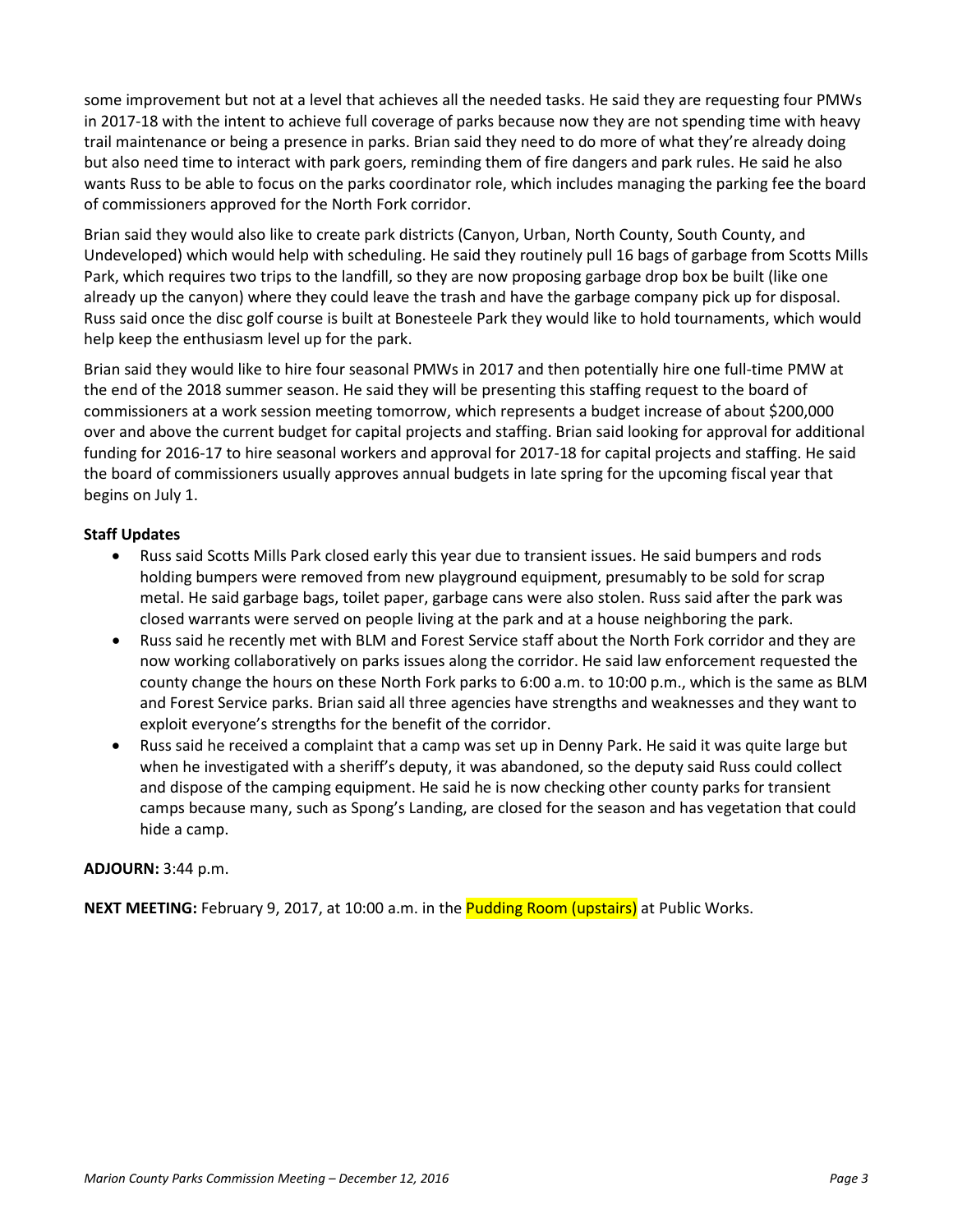some improvement but not at a level that achieves all the needed tasks. He said they are requesting four PMWs in 2017-18 with the intent to achieve full coverage of parks because now they are not spending time with heavy trail maintenance or being a presence in parks. Brian said they need to do more of what they're already doing but also need time to interact with park goers, reminding them of fire dangers and park rules. He said he also wants Russ to be able to focus on the parks coordinator role, which includes managing the parking fee the board of commissioners approved for the North Fork corridor.

Brian said they would also like to create park districts (Canyon, Urban, North County, South County, and Undeveloped) which would help with scheduling. He said they routinely pull 16 bags of garbage from Scotts Mills Park, which requires two trips to the landfill, so they are now proposing garbage drop box be built (like one already up the canyon) where they could leave the trash and have the garbage company pick up for disposal. Russ said once the disc golf course is built at Bonesteele Park they would like to hold tournaments, which would help keep the enthusiasm level up for the park.

Brian said they would like to hire four seasonal PMWs in 2017 and then potentially hire one full-time PMW at the end of the 2018 summer season. He said they will be presenting this staffing request to the board of commissioners at a work session meeting tomorrow, which represents a budget increase of about $200,000 over and above the current budget for capital projects and staffing. Brian said looking for approval for additional funding for 2016-17 to hire seasonal workers and approval for 2017-18 for capital projects and staffing. He said the board of commissioners usually approves annual budgets in late spring for the upcoming fiscal year that begins on July 1.

**Staff Updates**

- Russ said Scotts Mills Park closed early this year due to transient issues. He said bumpers and rods holding bumpers were removed from new playground equipment, presumably to be sold for scrap metal. He said garbage bags, toilet paper, garbage cans were also stolen. Russ said after the park was closed warrants were served on people living at the park and at a house neighboring the park.
- Russ said he recently met with BLM and Forest Service staff about the North Fork corridor and they are now working collaboratively on parks issues along the corridor. He said law enforcement requested the county change the hours on these North Fork parks to 6:00 a.m. to 10:00 p.m., which is the same as BLM and Forest Service parks. Brian said all three agencies have strengths and weaknesses and they want to exploit everyone's strengths for the benefit of the corridor.
- Russ said he received a complaint that a camp was set up in Denny Park. He said it was quite large but when he investigated with a sheriff's deputy, it was abandoned, so the deputy said Russ could collect and dispose of the camping equipment. He said he is now checking other county parks for transient camps because many, such as Spong's Landing, are closed for the season and has vegetation that could hide a camp.

**ADJOURN:** 3:44 p.m.

**NEXT MEETING:** February 9, 2017, at 10:00 a.m. in the Pudding Room (upstairs) at Public Works.